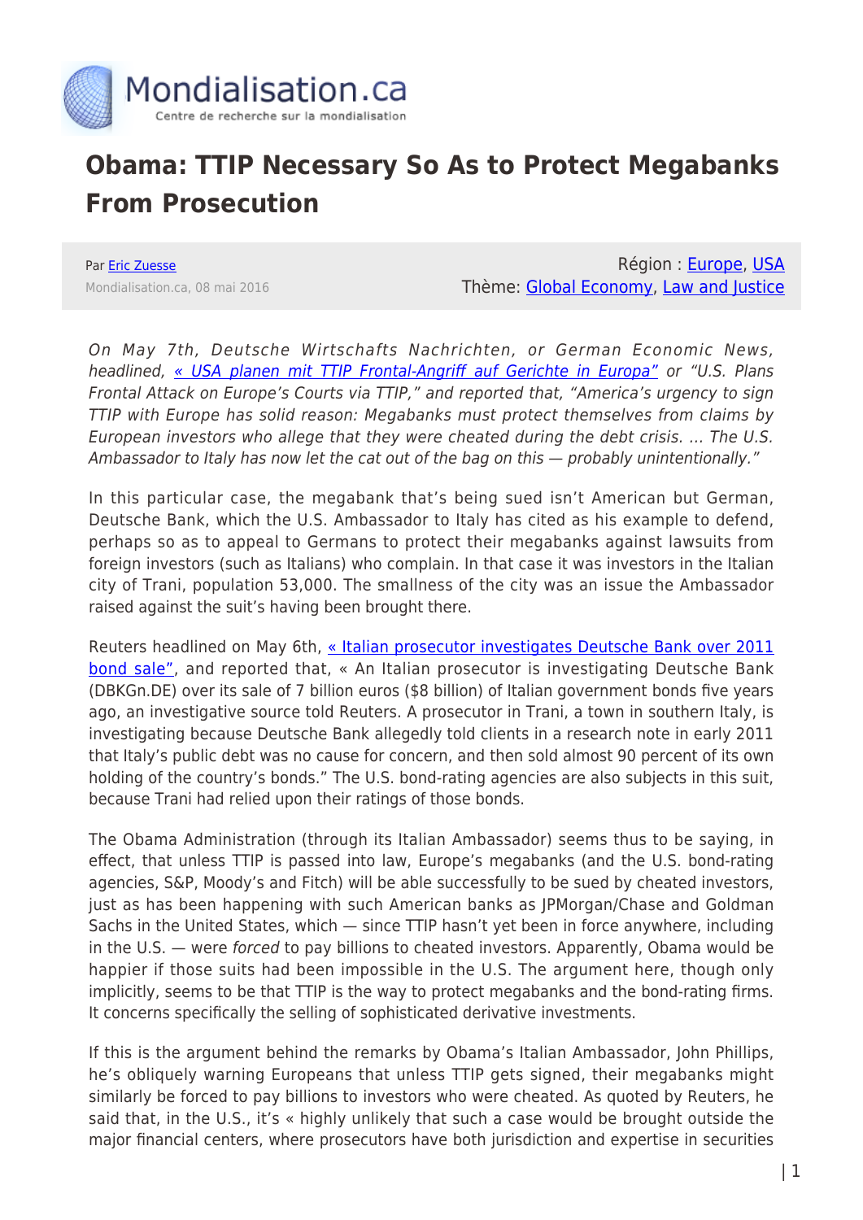Mondialisation.ca
Centre de recherche sur la mondialisation

# Obama: TTIP Necessary So As to Protect Megabanks From Prosecution

Par Eric Zuesse
Mondialisation.ca, 08 mai 2016

Région : Europe, USA
Thème: Global Economy, Law and Justice

*On May 7th, Deutsche Wirtschafts Nachrichten, or German Economic News, headlined, « USA planen mit TTIP Frontal-Angriff auf Gerichte in Europa" or "U.S. Plans Frontal Attack on Europe's Courts via TTIP," and reported that, "America's urgency to sign TTIP with Europe has solid reason: Megabanks must protect themselves from claims by European investors who allege that they were cheated during the debt crisis. … The U.S. Ambassador to Italy has now let the cat out of the bag on this — probably unintentionally."*

In this particular case, the megabank that's being sued isn't American but German, Deutsche Bank, which the U.S. Ambassador to Italy has cited as his example to defend, perhaps so as to appeal to Germans to protect their megabanks against lawsuits from foreign investors (such as Italians) who complain. In that case it was investors in the Italian city of Trani, population 53,000. The smallness of the city was an issue the Ambassador raised against the suit's having been brought there.

Reuters headlined on May 6th, « Italian prosecutor investigates Deutsche Bank over 2011 bond sale", and reported that, « An Italian prosecutor is investigating Deutsche Bank (DBKGn.DE) over its sale of 7 billion euros ($8 billion) of Italian government bonds five years ago, an investigative source told Reuters. A prosecutor in Trani, a town in southern Italy, is investigating because Deutsche Bank allegedly told clients in a research note in early 2011 that Italy's public debt was no cause for concern, and then sold almost 90 percent of its own holding of the country's bonds." The U.S. bond-rating agencies are also subjects in this suit, because Trani had relied upon their ratings of those bonds.

The Obama Administration (through its Italian Ambassador) seems thus to be saying, in effect, that unless TTIP is passed into law, Europe's megabanks (and the U.S. bond-rating agencies, S&P, Moody's and Fitch) will be able successfully to be sued by cheated investors, just as has been happening with such American banks as JPMorgan/Chase and Goldman Sachs in the United States, which — since TTIP hasn't yet been in force anywhere, including in the U.S. — were *forced* to pay billions to cheated investors. Apparently, Obama would be happier if those suits had been impossible in the U.S. The argument here, though only implicitly, seems to be that TTIP is the way to protect megabanks and the bond-rating firms. It concerns specifically the selling of sophisticated derivative investments.

If this is the argument behind the remarks by Obama's Italian Ambassador, John Phillips, he's obliquely warning Europeans that unless TTIP gets signed, their megabanks might similarly be forced to pay billions to investors who were cheated. As quoted by Reuters, he said that, in the U.S., it's « highly unlikely that such a case would be brought outside the major financial centers, where prosecutors have both jurisdiction and expertise in securities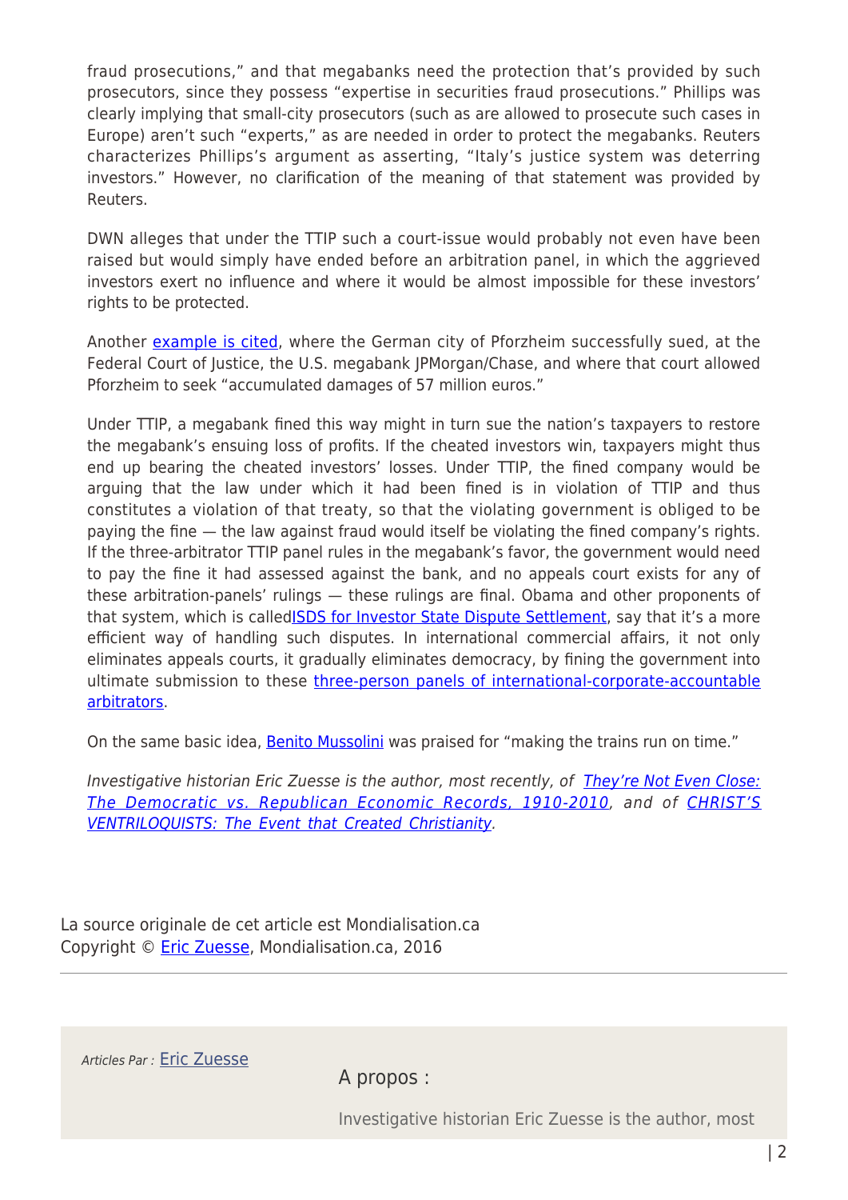fraud prosecutions," and that megabanks need the protection that's provided by such prosecutors, since they possess "expertise in securities fraud prosecutions." Phillips was clearly implying that small-city prosecutors (such as are allowed to prosecute such cases in Europe) aren't such "experts," as are needed in order to protect the megabanks. Reuters characterizes Phillips's argument as asserting, "Italy's justice system was deterring investors." However, no clarification of the meaning of that statement was provided by Reuters.

DWN alleges that under the TTIP such a court-issue would probably not even have been raised but would simply have ended before an arbitration panel, in which the aggrieved investors exert no influence and where it would be almost impossible for these investors' rights to be protected.

Another [example is cited](), where the German city of Pforzheim successfully sued, at the Federal Court of Justice, the U.S. megabank JPMorgan/Chase, and where that court allowed Pforzheim to seek "accumulated damages of 57 million euros."

Under TTIP, a megabank fined this way might in turn sue the nation's taxpayers to restore the megabank's ensuing loss of profits. If the cheated investors win, taxpayers might thus end up bearing the cheated investors' losses. Under TTIP, the fined company would be arguing that the law under which it had been fined is in violation of TTIP and thus constitutes a violation of that treaty, so that the violating government is obliged to be paying the fine — the law against fraud would itself be violating the fined company's rights. If the three-arbitrator TTIP panel rules in the megabank's favor, the government would need to pay the fine it had assessed against the bank, and no appeals court exists for any of these arbitration-panels' rulings — these rulings are final. Obama and other proponents of that system, which is called[ISDS for Investor State Dispute Settlement](), say that it's a more efficient way of handling such disputes. In international commercial affairs, it not only eliminates appeals courts, it gradually eliminates democracy, by fining the government into ultimate submission to these [three-person panels of international-corporate-accountable arbitrators]().

On the same basic idea, [Benito Mussolini]() was praised for "making the trains run on time."

*Investigative historian Eric Zuesse is the author, most recently, of [They're Not Even Close: The Democratic vs. Republican Economic Records, 1910-2010](), and of [CHRIST'S VENTRILOQUISTS: The Event that Created Christianity]().*

La source originale de cet article est Mondialisation.ca
Copyright © [Eric Zuesse](), Mondialisation.ca, 2016

*Articles Par :* [Eric Zuesse]()

A propos :

Investigative historian Eric Zuesse is the author, most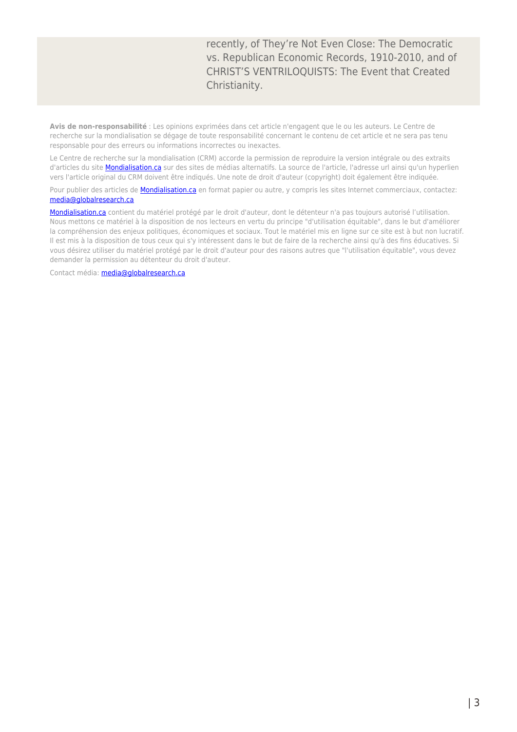recently, of They're Not Even Close: The Democratic vs. Republican Economic Records, 1910-2010, and of CHRIST'S VENTRILOQUISTS: The Event that Created Christianity.

**Avis de non-responsabilité** : Les opinions exprimées dans cet article n'engagent que le ou les auteurs. Le Centre de recherche sur la mondialisation se dégage de toute responsabilité concernant le contenu de cet article et ne sera pas tenu responsable pour des erreurs ou informations incorrectes ou inexactes.

Le Centre de recherche sur la mondialisation (CRM) accorde la permission de reproduire la version intégrale ou des extraits d'articles du site Mondialisation.ca sur des sites de médias alternatifs. La source de l'article, l'adresse url ainsi qu'un hyperlien vers l'article original du CRM doivent être indiqués. Une note de droit d'auteur (copyright) doit également être indiquée.

Pour publier des articles de Mondialisation.ca en format papier ou autre, y compris les sites Internet commerciaux, contactez: media@globalresearch.ca

Mondialisation.ca contient du matériel protégé par le droit d'auteur, dont le détenteur n'a pas toujours autorisé l'utilisation. Nous mettons ce matériel à la disposition de nos lecteurs en vertu du principe "d'utilisation équitable", dans le but d'améliorer la compréhension des enjeux politiques, économiques et sociaux. Tout le matériel mis en ligne sur ce site est à but non lucratif. Il est mis à la disposition de tous ceux qui s'y intéressent dans le but de faire de la recherche ainsi qu'à des fins éducatives. Si vous désirez utiliser du matériel protégé par le droit d'auteur pour des raisons autres que "l'utilisation équitable", vous devez demander la permission au détenteur du droit d'auteur.

Contact média: media@globalresearch.ca